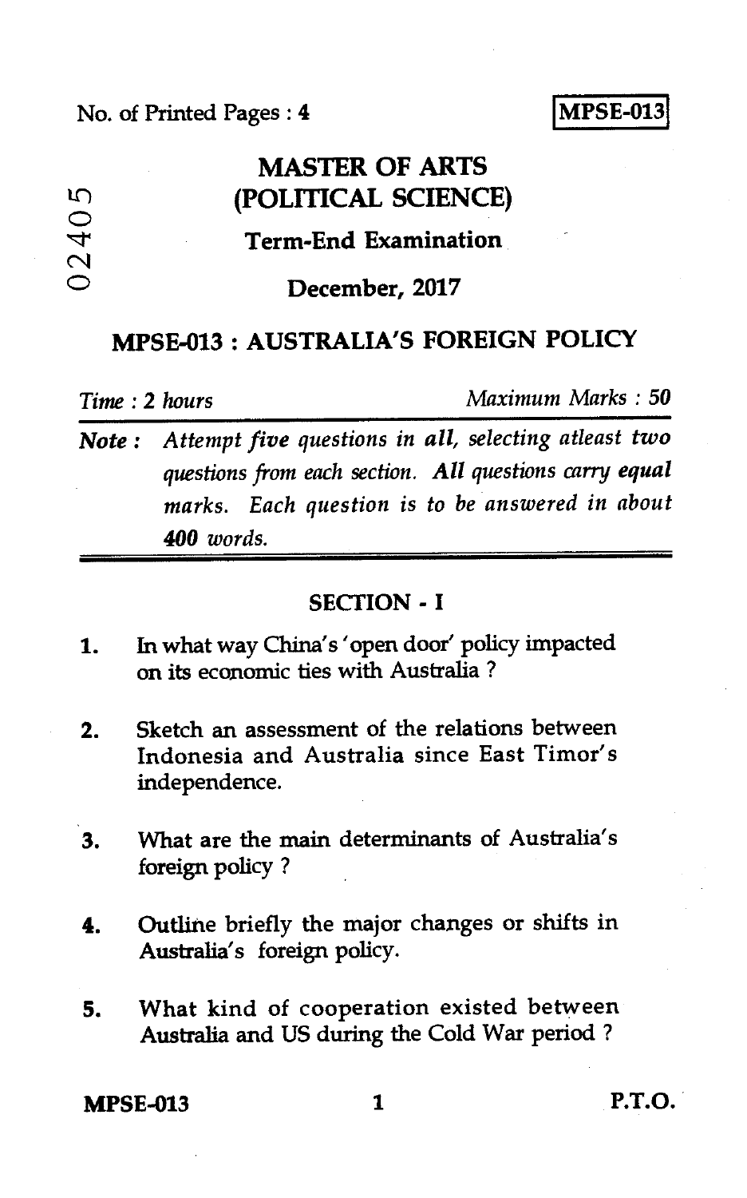No. of Printed Pages : 4

**MPSE-013**

02405

# MASTER OF ARTS (POLITICAL SCIENCE)

## Term-End Examination

## December, 2017

## MPSE-013 : AUSTRALIA'S FOREIGN POLICY

*Time : 2 hours* *Maximum Marks : 50*

**Note :** *Attempt five questions in* ***all****, selecting atleast* ***two*** *questions from each section.* ***All questions carry equal*** *marks. Each question is to be answered in about* ***400*** *words.*

### SECTION - I

1. In what way China's 'open door' policy impacted on its economic ties with Australia ?

2. Sketch an assessment of the relations between Indonesia and Australia since East Timor's independence.

3. What are the main determinants of Australia's foreign policy ?

4. Outline briefly the major changes or shifts in Australia's foreign policy.

5. What kind of cooperation existed between Australia and US during the Cold War period ?

P.T.O.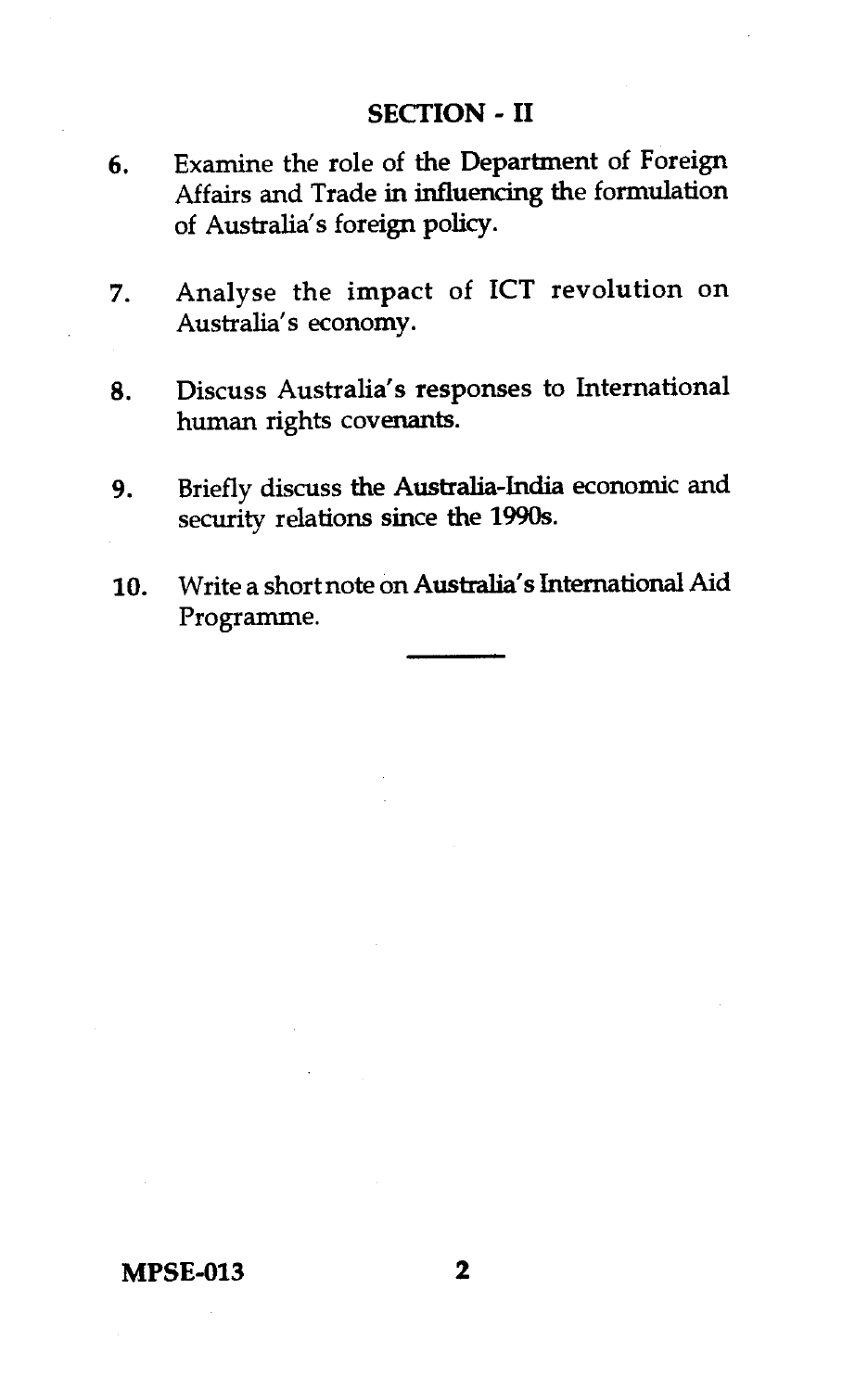## SECTION - II

6. Examine the role of the Department of Foreign Affairs and Trade in influencing the formulation of Australia's foreign policy.

7. Analyse the impact of ICT revolution on Australia's economy.

8. Discuss Australia's responses to International human rights covenants.

9. Briefly discuss the Australia-India economic and security relations since the 1990s.

10. Write a short note on Australia's International Aid Programme.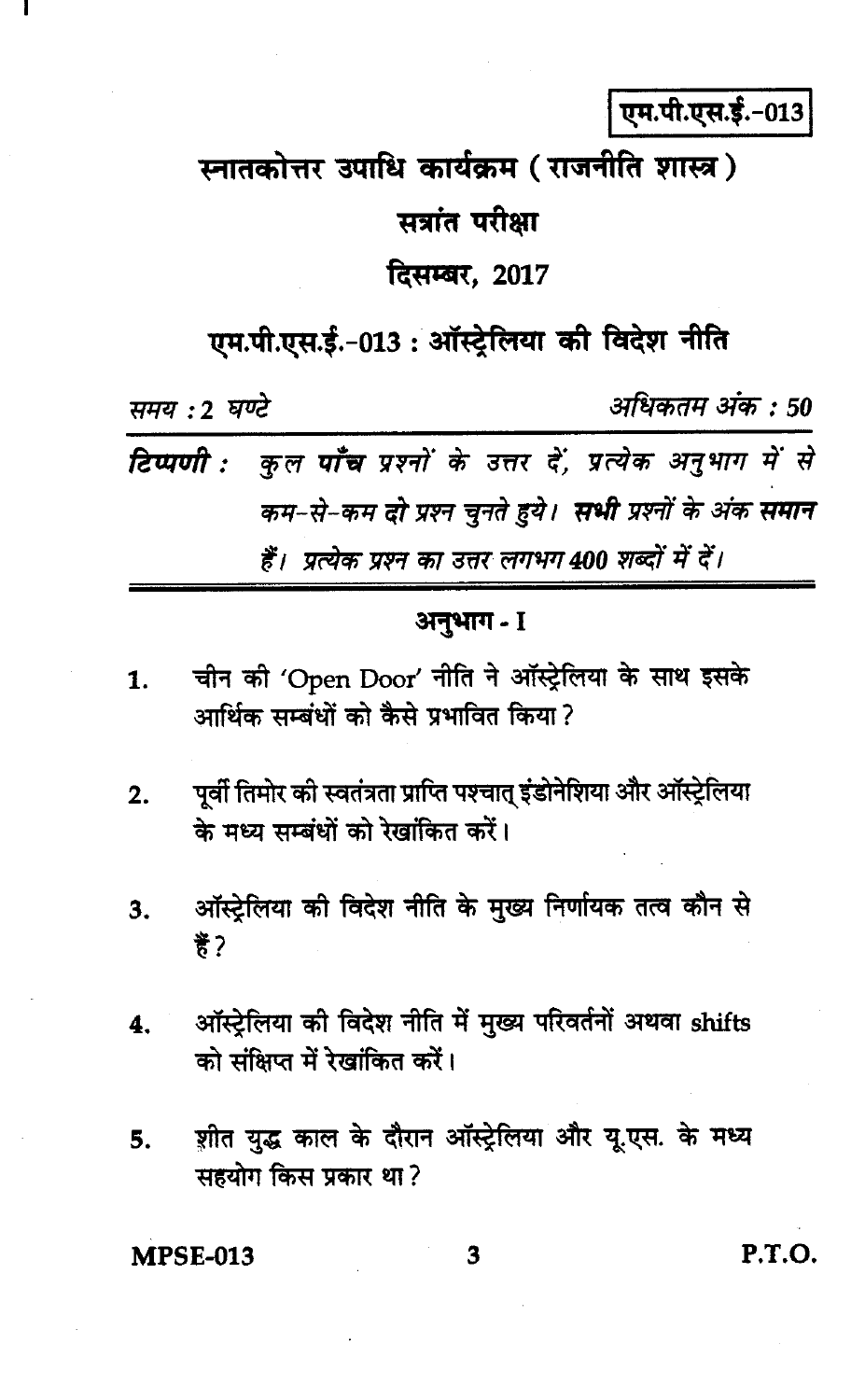एम.पी.एस.ई.-013

# स्नातकोत्तर उपाधि कार्यक्रम ( राजनीति शास्त्र )

## सत्रांत परीक्षा

## दिसम्बर, 2017

## एम.पी.एस.ई.-013 : ऑस्ट्रेलिया की विदेश नीति

*समय : 2 घण्टे* *अधिकतम अंक : 50*

***टिप्पणी :*** *कुल **पाँच** प्रश्नों के उत्तर दें, प्रत्येक अनुभाग में से कम-से-कम **दो** प्रश्न चुनते हुये। **सभी** प्रश्नों के अंक **समान** हैं। प्रत्येक प्रश्न का उत्तर लगभग **400** शब्दों में दें।*

---

### अनुभाग - I

1. चीन की 'Open Door' नीति ने ऑस्ट्रेलिया के साथ इसके आर्थिक सम्बंधों को कैसे प्रभावित किया ?

2. पूर्वी तिमोर की स्वतंत्रता प्राप्ति पश्चात् इंडोनेशिया और ऑस्ट्रेलिया के मध्य सम्बंधों को रेखांकित करें।

3. ऑस्ट्रेलिया की विदेश नीति के मुख्य निर्णायक तत्व कौन से हैं ?

4. ऑस्ट्रेलिया की विदेश नीति में मुख्य परिवर्तनों अथवा shifts को संक्षिप्त में रेखांकित करें।

5. शीत युद्ध काल के दौरान ऑस्ट्रेलिया और यू.एस. के मध्य सहयोग किस प्रकार था ?

P.T.O.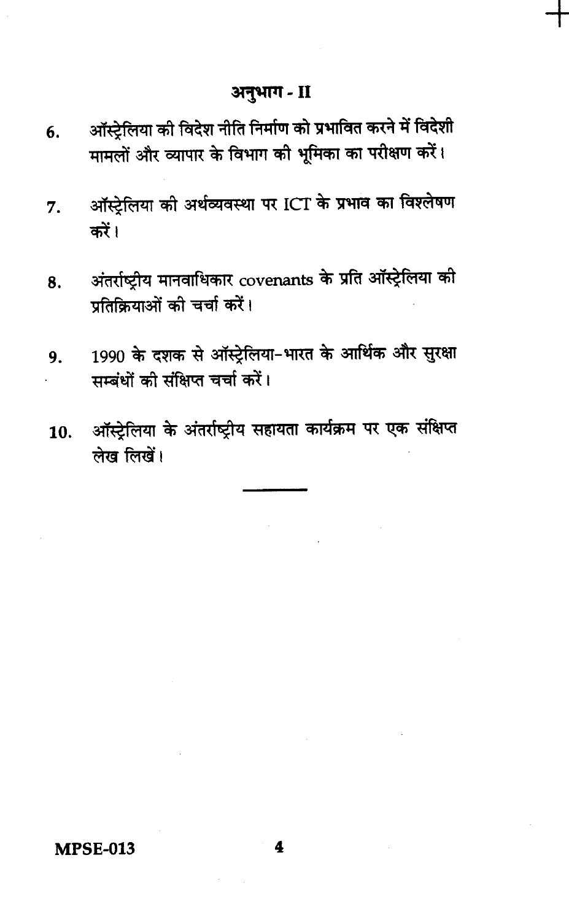## अनुभाग - II

6. ऑस्ट्रेलिया की विदेश नीति निर्माण को प्रभावित करने में विदेशी मामलों और व्यापार के विभाग की भूमिका का परीक्षण करें।

7. ऑस्ट्रेलिया की अर्थव्यवस्था पर ICT के प्रभाव का विश्लेषण करें।

8. अंतर्राष्ट्रीय मानवाधिकार covenants के प्रति ऑस्ट्रेलिया की प्रतिक्रियाओं की चर्चा करें।

9. 1990 के दशक से ऑस्ट्रेलिया-भारत के आर्थिक और सुरक्षा सम्बंधों की संक्षिप्त चर्चा करें।

10. ऑस्ट्रेलिया के अंतर्राष्ट्रीय सहायता कार्यक्रम पर एक संक्षिप्त लेख लिखें।